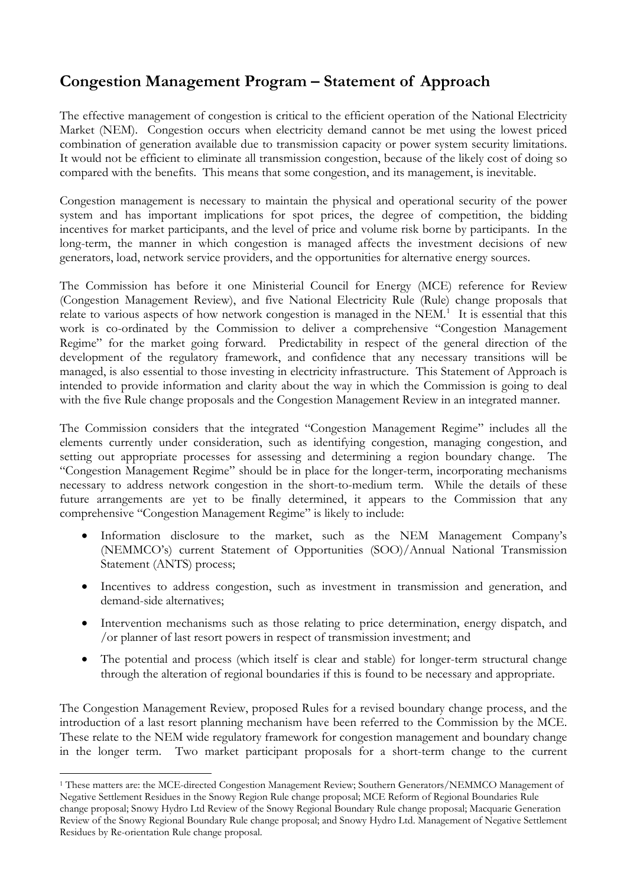# Congestion Management Program – Statement of Approach

The effective management of congestion is critical to the efficient operation of the National Electricity Market (NEM). Congestion occurs when electricity demand cannot be met using the lowest priced combination of generation available due to transmission capacity or power system security limitations. It would not be efficient to eliminate all transmission congestion, because of the likely cost of doing so compared with the benefits. This means that some congestion, and its management, is inevitable.

Congestion management is necessary to maintain the physical and operational security of the power system and has important implications for spot prices, the degree of competition, the bidding incentives for market participants, and the level of price and volume risk borne by participants. In the long-term, the manner in which congestion is managed affects the investment decisions of new generators, load, network service providers, and the opportunities for alternative energy sources.

The Commission has before it one Ministerial Council for Energy (MCE) reference for Review (Congestion Management Review), and five National Electricity Rule (Rule) change proposals that relate to various aspects of how network congestion is managed in the NEM.[1] It is essential that this work is co-ordinated by the Commission to deliver a comprehensive "Congestion Management Regime" for the market going forward. Predictability in respect of the general direction of the development of the regulatory framework, and confidence that any necessary transitions will be managed, is also essential to those investing in electricity infrastructure. This Statement of Approach is intended to provide information and clarity about the way in which the Commission is going to deal with the five Rule change proposals and the Congestion Management Review in an integrated manner.

The Commission considers that the integrated "Congestion Management Regime" includes all the elements currently under consideration, such as identifying congestion, managing congestion, and setting out appropriate processes for assessing and determining a region boundary change. The "Congestion Management Regime" should be in place for the longer-term, incorporating mechanisms necessary to address network congestion in the short-to-medium term. While the details of these future arrangements are yet to be finally determined, it appears to the Commission that any comprehensive "Congestion Management Regime" is likely to include:

- Information disclosure to the market, such as the NEM Management Company's (NEMMCO's) current Statement of Opportunities (SOO)/Annual National Transmission Statement (ANTS) process;
- Incentives to address congestion, such as investment in transmission and generation, and demand-side alternatives;
- Intervention mechanisms such as those relating to price determination, energy dispatch, and /or planner of last resort powers in respect of transmission investment; and
- The potential and process (which itself is clear and stable) for longer-term structural change through the alteration of regional boundaries if this is found to be necessary and appropriate.

The Congestion Management Review, proposed Rules for a revised boundary change process, and the introduction of a last resort planning mechanism have been referred to the Commission by the MCE. These relate to the NEM wide regulatory framework for congestion management and boundary change in the longer term. Two market participant proposals for a short-term change to the current

---

[1] These matters are: the MCE-directed Congestion Management Review; Southern Generators/NEMMCO Management of Negative Settlement Residues in the Snowy Region Rule change proposal; MCE Reform of Regional Boundaries Rule change proposal; Snowy Hydro Ltd Review of the Snowy Regional Boundary Rule change proposal; Macquarie Generation Review of the Snowy Regional Boundary Rule change proposal; and Snowy Hydro Ltd. Management of Negative Settlement Residues by Re-orientation Rule change proposal.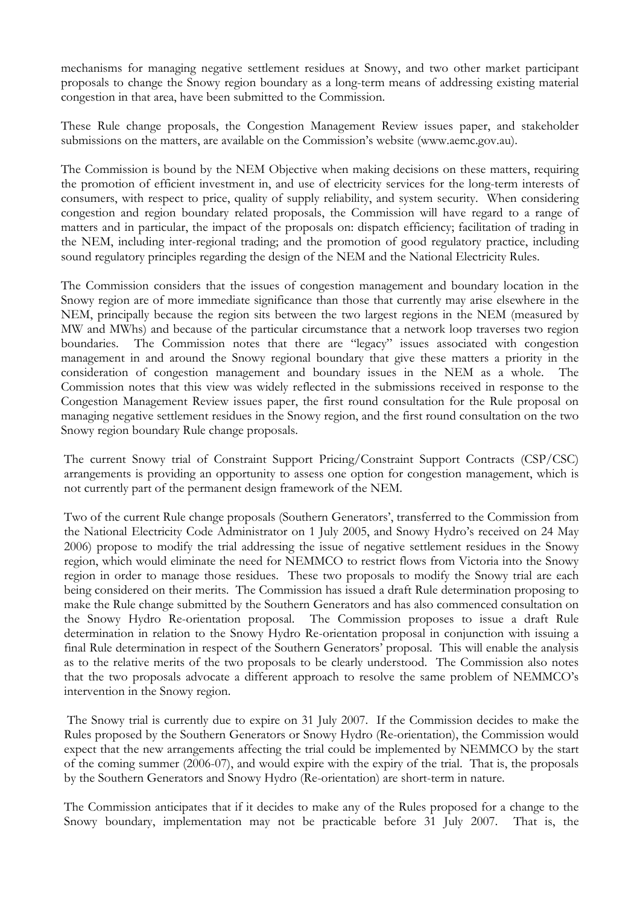mechanisms for managing negative settlement residues at Snowy, and two other market participant proposals to change the Snowy region boundary as a long-term means of addressing existing material congestion in that area, have been submitted to the Commission.

These Rule change proposals, the Congestion Management Review issues paper, and stakeholder submissions on the matters, are available on the Commission's website (www.aemc.gov.au).

The Commission is bound by the NEM Objective when making decisions on these matters, requiring the promotion of efficient investment in, and use of electricity services for the long-term interests of consumers, with respect to price, quality of supply reliability, and system security. When considering congestion and region boundary related proposals, the Commission will have regard to a range of matters and in particular, the impact of the proposals on: dispatch efficiency; facilitation of trading in the NEM, including inter-regional trading; and the promotion of good regulatory practice, including sound regulatory principles regarding the design of the NEM and the National Electricity Rules.

The Commission considers that the issues of congestion management and boundary location in the Snowy region are of more immediate significance than those that currently may arise elsewhere in the NEM, principally because the region sits between the two largest regions in the NEM (measured by MW and MWhs) and because of the particular circumstance that a network loop traverses two region boundaries. The Commission notes that there are "legacy" issues associated with congestion management in and around the Snowy regional boundary that give these matters a priority in the consideration of congestion management and boundary issues in the NEM as a whole. The Commission notes that this view was widely reflected in the submissions received in response to the Congestion Management Review issues paper, the first round consultation for the Rule proposal on managing negative settlement residues in the Snowy region, and the first round consultation on the two Snowy region boundary Rule change proposals.

The current Snowy trial of Constraint Support Pricing/Constraint Support Contracts (CSP/CSC) arrangements is providing an opportunity to assess one option for congestion management, which is not currently part of the permanent design framework of the NEM.

Two of the current Rule change proposals (Southern Generators', transferred to the Commission from the National Electricity Code Administrator on 1 July 2005, and Snowy Hydro's received on 24 May 2006) propose to modify the trial addressing the issue of negative settlement residues in the Snowy region, which would eliminate the need for NEMMCO to restrict flows from Victoria into the Snowy region in order to manage those residues. These two proposals to modify the Snowy trial are each being considered on their merits. The Commission has issued a draft Rule determination proposing to make the Rule change submitted by the Southern Generators and has also commenced consultation on the Snowy Hydro Re-orientation proposal. The Commission proposes to issue a draft Rule determination in relation to the Snowy Hydro Re-orientation proposal in conjunction with issuing a final Rule determination in respect of the Southern Generators' proposal. This will enable the analysis as to the relative merits of the two proposals to be clearly understood. The Commission also notes that the two proposals advocate a different approach to resolve the same problem of NEMMCO's intervention in the Snowy region.

The Snowy trial is currently due to expire on 31 July 2007. If the Commission decides to make the Rules proposed by the Southern Generators or Snowy Hydro (Re-orientation), the Commission would expect that the new arrangements affecting the trial could be implemented by NEMMCO by the start of the coming summer (2006-07), and would expire with the expiry of the trial. That is, the proposals by the Southern Generators and Snowy Hydro (Re-orientation) are short-term in nature.

The Commission anticipates that if it decides to make any of the Rules proposed for a change to the Snowy boundary, implementation may not be practicable before 31 July 2007. That is, the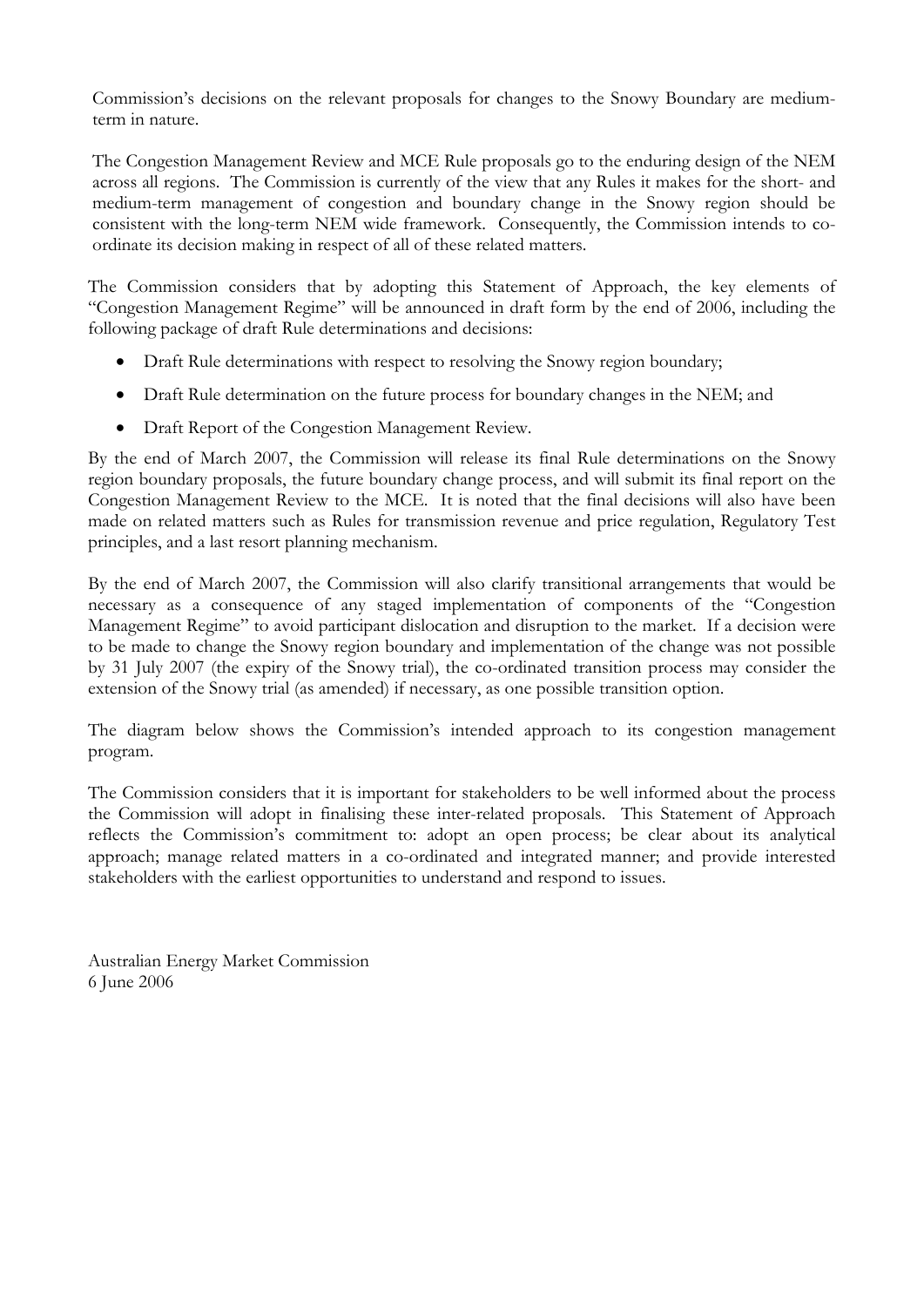Commission's decisions on the relevant proposals for changes to the Snowy Boundary are medium-term in nature.

The Congestion Management Review and MCE Rule proposals go to the enduring design of the NEM across all regions. The Commission is currently of the view that any Rules it makes for the short- and medium-term management of congestion and boundary change in the Snowy region should be consistent with the long-term NEM wide framework. Consequently, the Commission intends to co-ordinate its decision making in respect of all of these related matters.

The Commission considers that by adopting this Statement of Approach, the key elements of "Congestion Management Regime" will be announced in draft form by the end of 2006, including the following package of draft Rule determinations and decisions:

- Draft Rule determinations with respect to resolving the Snowy region boundary;
- Draft Rule determination on the future process for boundary changes in the NEM; and
- Draft Report of the Congestion Management Review.

By the end of March 2007, the Commission will release its final Rule determinations on the Snowy region boundary proposals, the future boundary change process, and will submit its final report on the Congestion Management Review to the MCE. It is noted that the final decisions will also have been made on related matters such as Rules for transmission revenue and price regulation, Regulatory Test principles, and a last resort planning mechanism.

By the end of March 2007, the Commission will also clarify transitional arrangements that would be necessary as a consequence of any staged implementation of components of the "Congestion Management Regime" to avoid participant dislocation and disruption to the market. If a decision were to be made to change the Snowy region boundary and implementation of the change was not possible by 31 July 2007 (the expiry of the Snowy trial), the co-ordinated transition process may consider the extension of the Snowy trial (as amended) if necessary, as one possible transition option.

The diagram below shows the Commission's intended approach to its congestion management program.

The Commission considers that it is important for stakeholders to be well informed about the process the Commission will adopt in finalising these inter-related proposals. This Statement of Approach reflects the Commission's commitment to: adopt an open process; be clear about its analytical approach; manage related matters in a co-ordinated and integrated manner; and provide interested stakeholders with the earliest opportunities to understand and respond to issues.

Australian Energy Market Commission
6 June 2006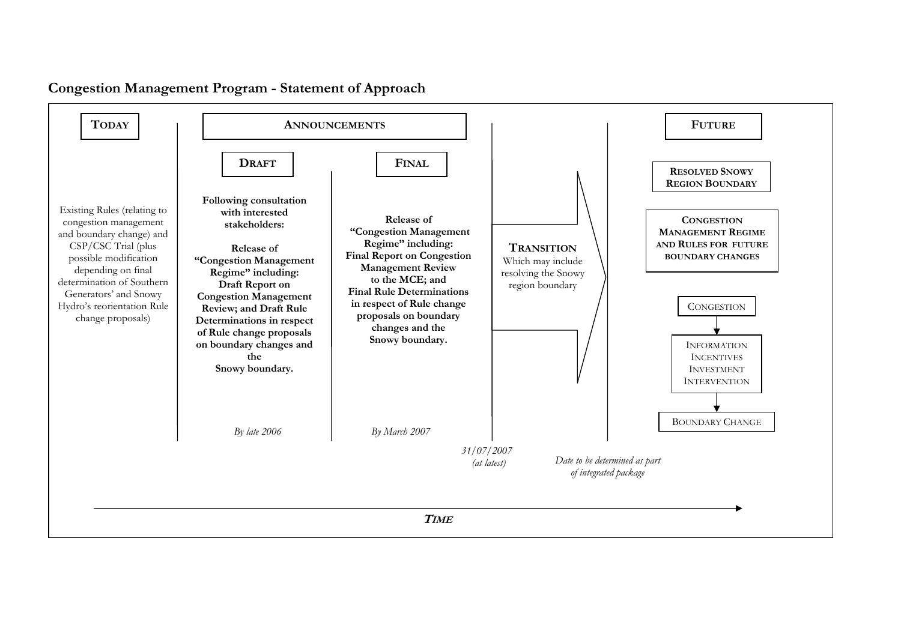## Congestion Management Program - Statement of Approach

TODAY

Existing Rules (relating to congestion management and boundary change) and CSP/CSC Trial (plus possible modification depending on final determination of Southern Generators' and Snowy Hydro's reorientation Rule change proposals)

ANNOUNCEMENTS

DRAFT

**Following consultation with interested stakeholders:**

**Release of "Congestion Management Regime" including: Draft Report on Congestion Management Review; and Draft Rule Determinations in respect of Rule change proposals on boundary changes and the Snowy boundary.**

*By late 2006*

FINAL

**Release of "Congestion Management Regime" including: Final Report on Congestion Management Review to the MCE; and Final Rule Determinations in respect of Rule change proposals on boundary changes and the Snowy boundary.**

*By March 2007*

*31/07/2007 (at latest)*

**TRANSITION**

Which may include resolving the Snowy region boundary

*Date to be determined as part of integrated package*

FUTURE

**RESOLVED SNOWY REGION BOUNDARY**

**CONGESTION MANAGEMENT REGIME AND RULES FOR FUTURE BOUNDARY CHANGES**

CONGESTION

INFORMATION
INCENTIVES
INVESTMENT
INTERVENTION

BOUNDARY CHANGE

***TIME***